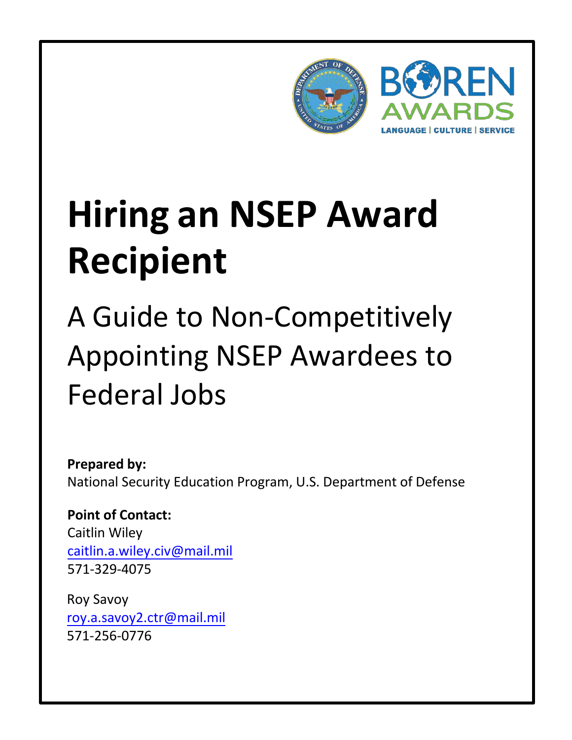# Hiring an NSEP Award Recipient

## A Guide to Non-Competitively Appointing NSEP Awardees to Federal Jobs

**Prepared by:**
National Security Education Program, U.S. Department of Defense

**Point of Contact:**
Caitlin Wiley
caitlin.a.wiley.civ@mail.mil
571-329-4075

Roy Savoy
roy.a.savoy2.ctr@mail.mil
571-256-0776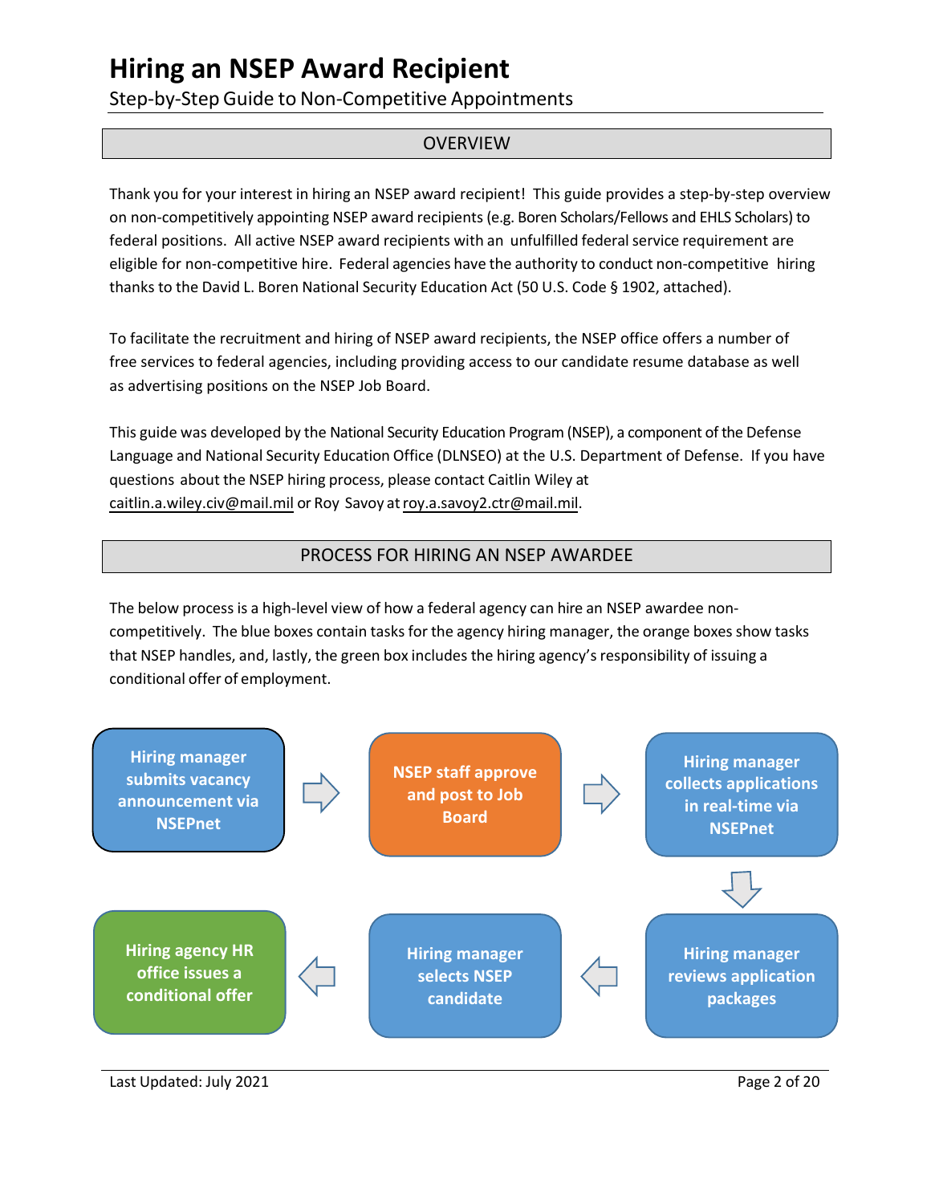# Hiring an NSEP Award Recipient

Step-by-Step Guide to Non-Competitive Appointments

## OVERVIEW

Thank you for your interest in hiring an NSEP award recipient! This guide provides a step-by-step overview on non-competitively appointing NSEP award recipients (e.g. Boren Scholars/Fellows and EHLS Scholars) to federal positions. All active NSEP award recipients with an unfulfilled federal service requirement are eligible for non-competitive hire. Federal agencies have the authority to conduct non-competitive hiring thanks to the David L. Boren National Security Education Act (50 U.S. Code § 1902, attached).

To facilitate the recruitment and hiring of NSEP award recipients, the NSEP office offers a number of free services to federal agencies, including providing access to our candidate resume database as well as advertising positions on the NSEP Job Board.

This guide was developed by the National Security Education Program (NSEP), a component of the Defense Language and National Security Education Office (DLNSEO) at the U.S. Department of Defense. If you have questions about the NSEP hiring process, please contact Caitlin Wiley at caitlin.a.wiley.civ@mail.mil or Roy Savoy at roy.a.savoy2.ctr@mail.mil.

## PROCESS FOR HIRING AN NSEP AWARDEE

The below process is a high-level view of how a federal agency can hire an NSEP awardee non-competitively. The blue boxes contain tasks for the agency hiring manager, the orange boxes show tasks that NSEP handles, and, lastly, the green box includes the hiring agency's responsibility of issuing a conditional offer of employment.

1. **Hiring manager submits vacancy announcement via NSEPnet**
2. **NSEP staff approve and post to Job Board**
3. **Hiring manager collects applications in real-time via NSEPnet**
4. **Hiring manager reviews application packages**
5. **Hiring manager selects NSEP candidate**
6. **Hiring agency HR office issues a conditional offer**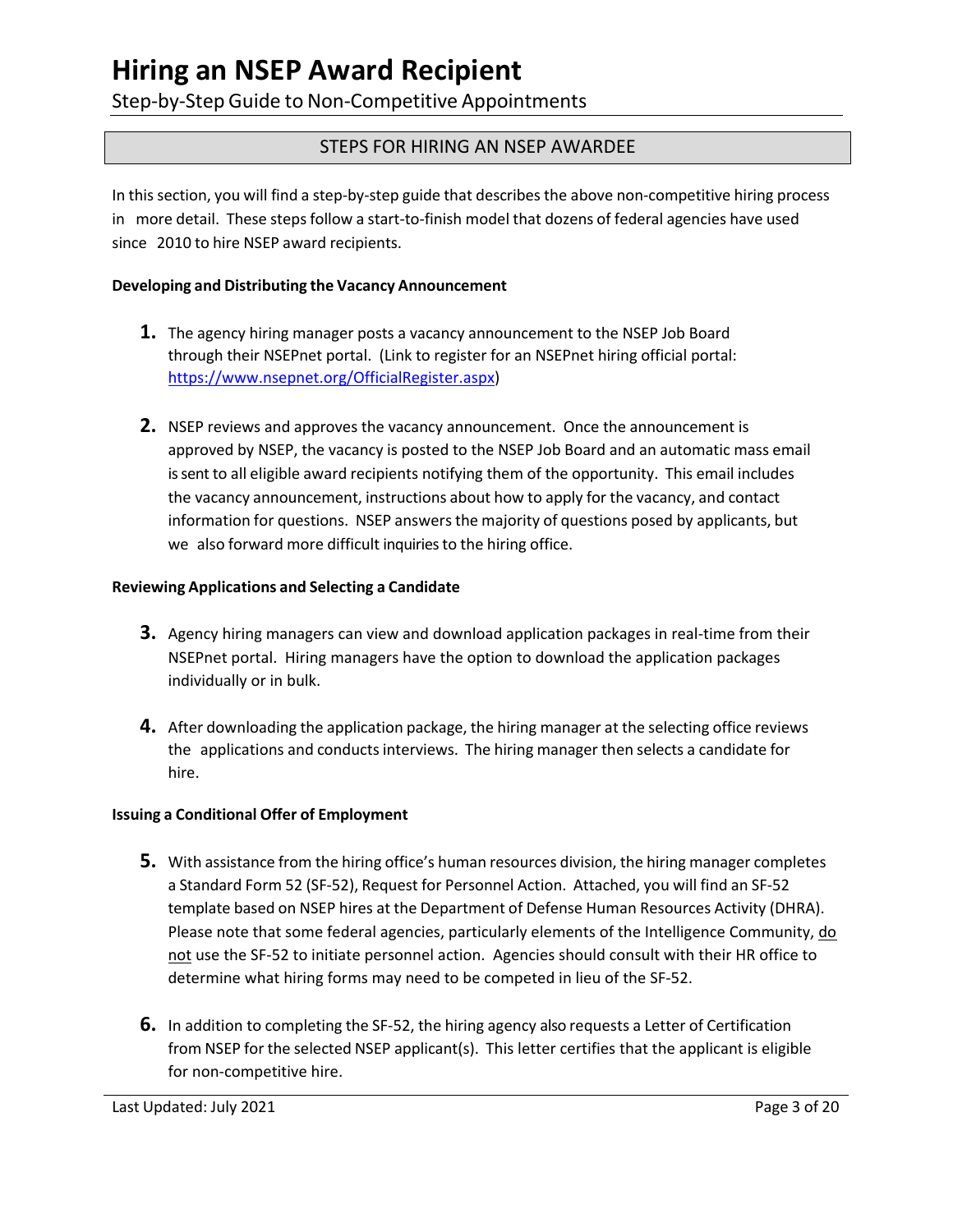# Hiring an NSEP Award Recipient

Step-by-Step Guide to Non-Competitive Appointments

## STEPS FOR HIRING AN NSEP AWARDEE

In this section, you will find a step-by-step guide that describes the above non-competitive hiring process in more detail. These steps follow a start-to-finish model that dozens of federal agencies have used since 2010 to hire NSEP award recipients.

**Developing and Distributing the Vacancy Announcement**

1. The agency hiring manager posts a vacancy announcement to the NSEP Job Board through their NSEPnet portal. (Link to register for an NSEPnet hiring official portal: [https://www.nsepnet.org/OfficialRegister.aspx](https://www.nsepnet.org/OfficialRegister.aspx))

2. NSEP reviews and approves the vacancy announcement. Once the announcement is approved by NSEP, the vacancy is posted to the NSEP Job Board and an automatic mass email is sent to all eligible award recipients notifying them of the opportunity. This email includes the vacancy announcement, instructions about how to apply for the vacancy, and contact information for questions. NSEP answers the majority of questions posed by applicants, but we also forward more difficult inquiries to the hiring office.

**Reviewing Applications and Selecting a Candidate**

3. Agency hiring managers can view and download application packages in real-time from their NSEPnet portal. Hiring managers have the option to download the application packages individually or in bulk.

4. After downloading the application package, the hiring manager at the selecting office reviews the applications and conducts interviews. The hiring manager then selects a candidate for hire.

**Issuing a Conditional Offer of Employment**

5. With assistance from the hiring office's human resources division, the hiring manager completes a Standard Form 52 (SF-52), Request for Personnel Action. Attached, you will find an SF-52 template based on NSEP hires at the Department of Defense Human Resources Activity (DHRA). Please note that some federal agencies, particularly elements of the Intelligence Community, do not use the SF-52 to initiate personnel action. Agencies should consult with their HR office to determine what hiring forms may need to be competed in lieu of the SF-52.

6. In addition to completing the SF-52, the hiring agency also requests a Letter of Certification from NSEP for the selected NSEP applicant(s). This letter certifies that the applicant is eligible for non-competitive hire.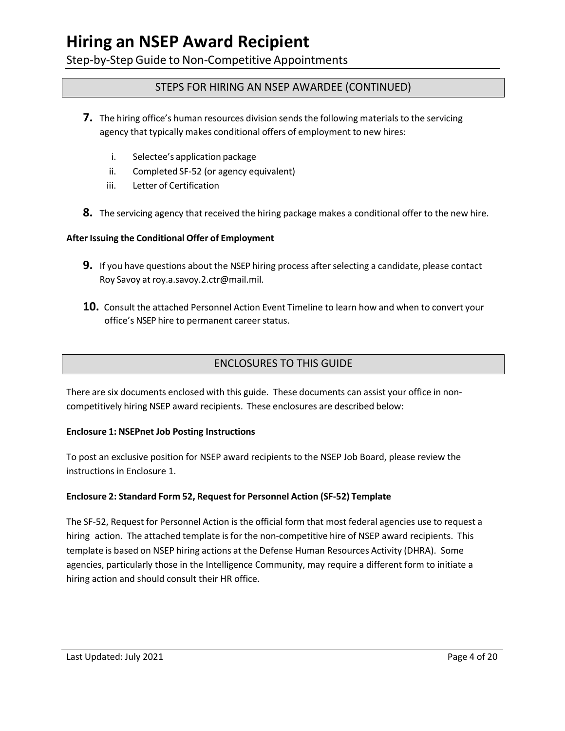## STEPS FOR HIRING AN NSEP AWARDEE (CONTINUED)

**7.** The hiring office's human resources division sends the following materials to the servicing agency that typically makes conditional offers of employment to new hires:

i. Selectee's application package
ii. Completed SF-52 (or agency equivalent)
iii. Letter of Certification

**8.** The servicing agency that received the hiring package makes a conditional offer to the new hire.

**After Issuing the Conditional Offer of Employment**

**9.** If you have questions about the NSEP hiring process after selecting a candidate, please contact Roy Savoy at roy.a.savoy.2.ctr@mail.mil.

**10.** Consult the attached Personnel Action Event Timeline to learn how and when to convert your office's NSEP hire to permanent career status.

## ENCLOSURES TO THIS GUIDE

There are six documents enclosed with this guide. These documents can assist your office in non-competitively hiring NSEP award recipients. These enclosures are described below:

**Enclosure 1: NSEPnet Job Posting Instructions**

To post an exclusive position for NSEP award recipients to the NSEP Job Board, please review the instructions in Enclosure 1.

**Enclosure 2: Standard Form 52, Request for Personnel Action (SF-52) Template**

The SF-52, Request for Personnel Action is the official form that most federal agencies use to request a hiring action. The attached template is for the non-competitive hire of NSEP award recipients. This template is based on NSEP hiring actions at the Defense Human Resources Activity (DHRA). Some agencies, particularly those in the Intelligence Community, may require a different form to initiate a hiring action and should consult their HR office.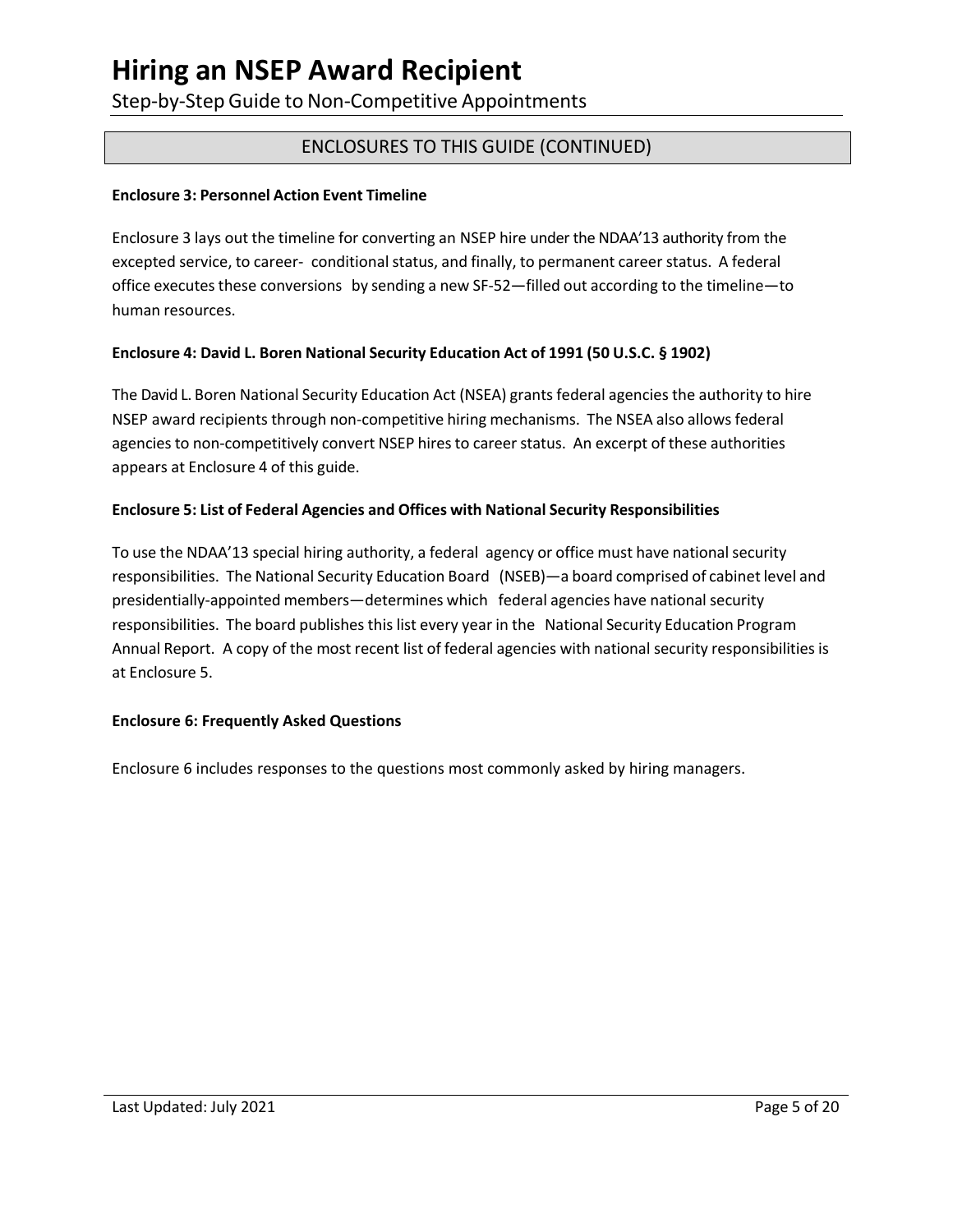## ENCLOSURES TO THIS GUIDE (CONTINUED)

**Enclosure 3: Personnel Action Event Timeline**

Enclosure 3 lays out the timeline for converting an NSEP hire under the NDAA'13 authority from the excepted service, to career- conditional status, and finally, to permanent career status. A federal office executes these conversions by sending a new SF-52—filled out according to the timeline—to human resources.

**Enclosure 4: David L. Boren National Security Education Act of 1991 (50 U.S.C. § 1902)**

The David L. Boren National Security Education Act (NSEA) grants federal agencies the authority to hire NSEP award recipients through non-competitive hiring mechanisms. The NSEA also allows federal agencies to non-competitively convert NSEP hires to career status. An excerpt of these authorities appears at Enclosure 4 of this guide.

**Enclosure 5: List of Federal Agencies and Offices with National Security Responsibilities**

To use the NDAA'13 special hiring authority, a federal agency or office must have national security responsibilities. The National Security Education Board (NSEB)—a board comprised of cabinet level and presidentially-appointed members—determines which federal agencies have national security responsibilities. The board publishes this list every year in the National Security Education Program Annual Report. A copy of the most recent list of federal agencies with national security responsibilities is at Enclosure 5.

**Enclosure 6: Frequently Asked Questions**

Enclosure 6 includes responses to the questions most commonly asked by hiring managers.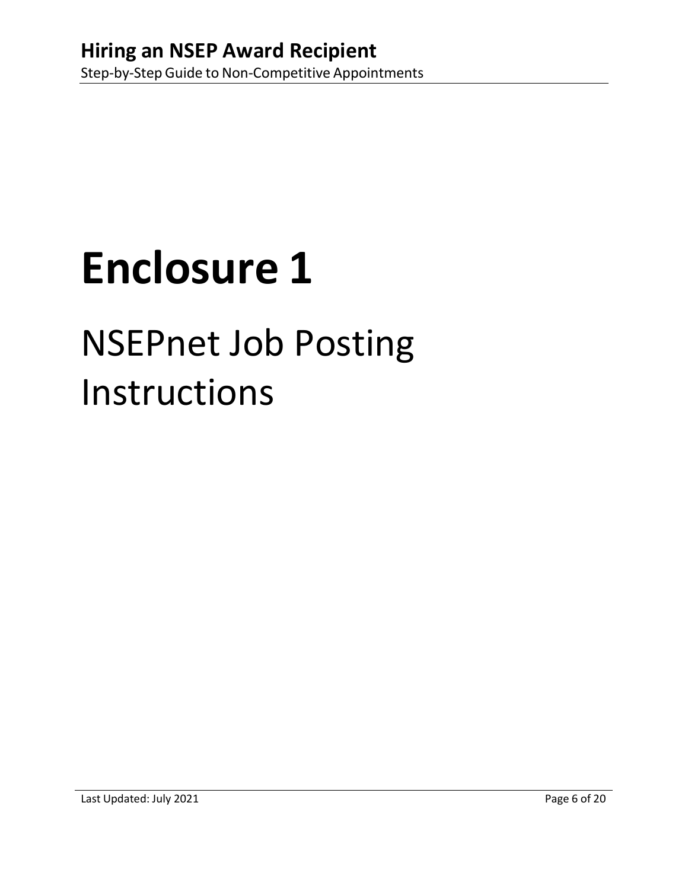# Enclosure 1

## NSEPnet Job Posting Instructions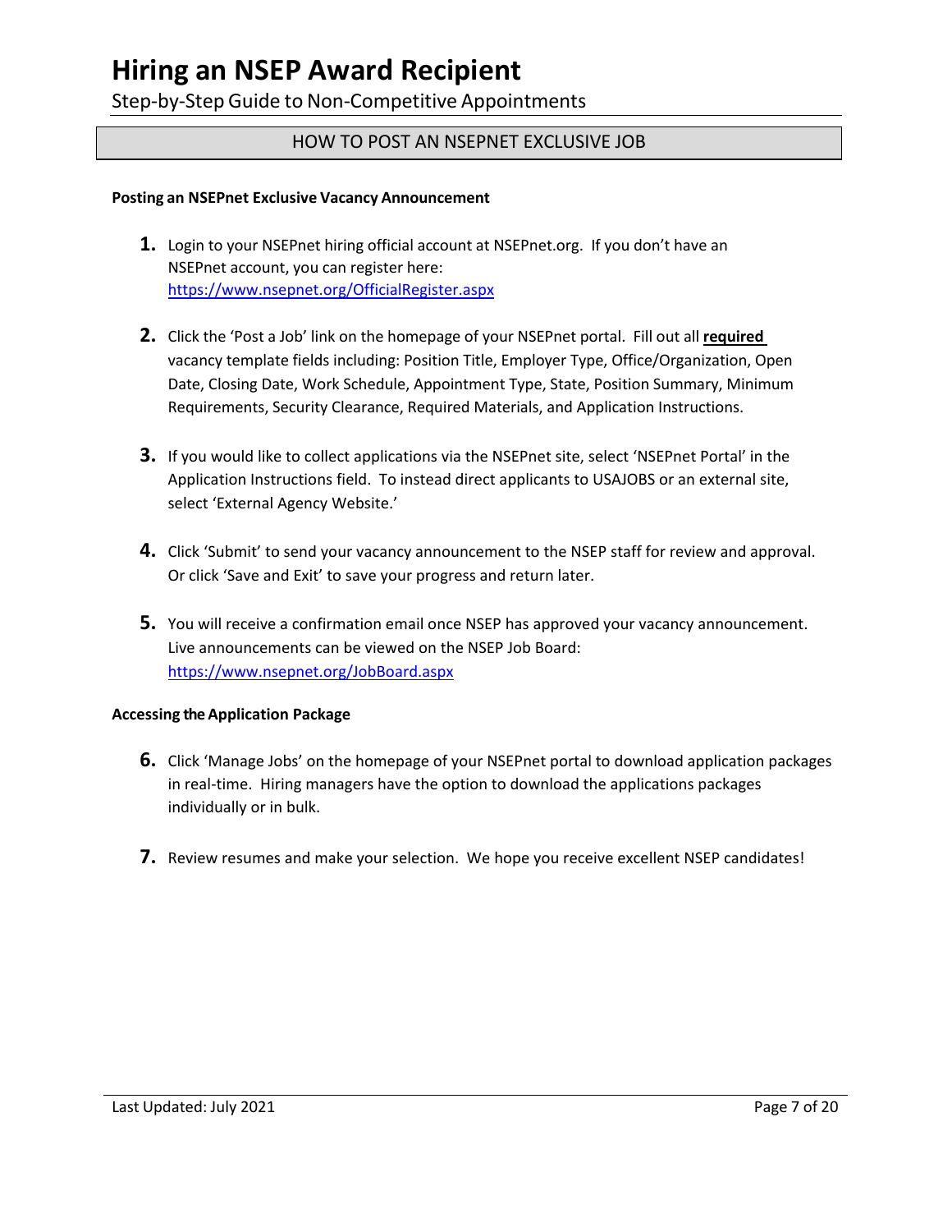# Hiring an NSEP Award Recipient

Step-by-Step Guide to Non-Competitive Appointments

## HOW TO POST AN NSEPNET EXCLUSIVE JOB

**Posting an NSEPnet Exclusive Vacancy Announcement**

1. Login to your NSEPnet hiring official account at NSEPnet.org. If you don't have an NSEPnet account, you can register here: https://www.nsepnet.org/OfficialRegister.aspx

2. Click the 'Post a Job' link on the homepage of your NSEPnet portal. Fill out all **required** vacancy template fields including: Position Title, Employer Type, Office/Organization, Open Date, Closing Date, Work Schedule, Appointment Type, State, Position Summary, Minimum Requirements, Security Clearance, Required Materials, and Application Instructions.

3. If you would like to collect applications via the NSEPnet site, select 'NSEPnet Portal' in the Application Instructions field. To instead direct applicants to USAJOBS or an external site, select 'External Agency Website.'

4. Click 'Submit' to send your vacancy announcement to the NSEP staff for review and approval. Or click 'Save and Exit' to save your progress and return later.

5. You will receive a confirmation email once NSEP has approved your vacancy announcement. Live announcements can be viewed on the NSEP Job Board: https://www.nsepnet.org/JobBoard.aspx

**Accessing the Application Package**

6. Click 'Manage Jobs' on the homepage of your NSEPnet portal to download application packages in real-time. Hiring managers have the option to download the applications packages individually or in bulk.

7. Review resumes and make your selection. We hope you receive excellent NSEP candidates!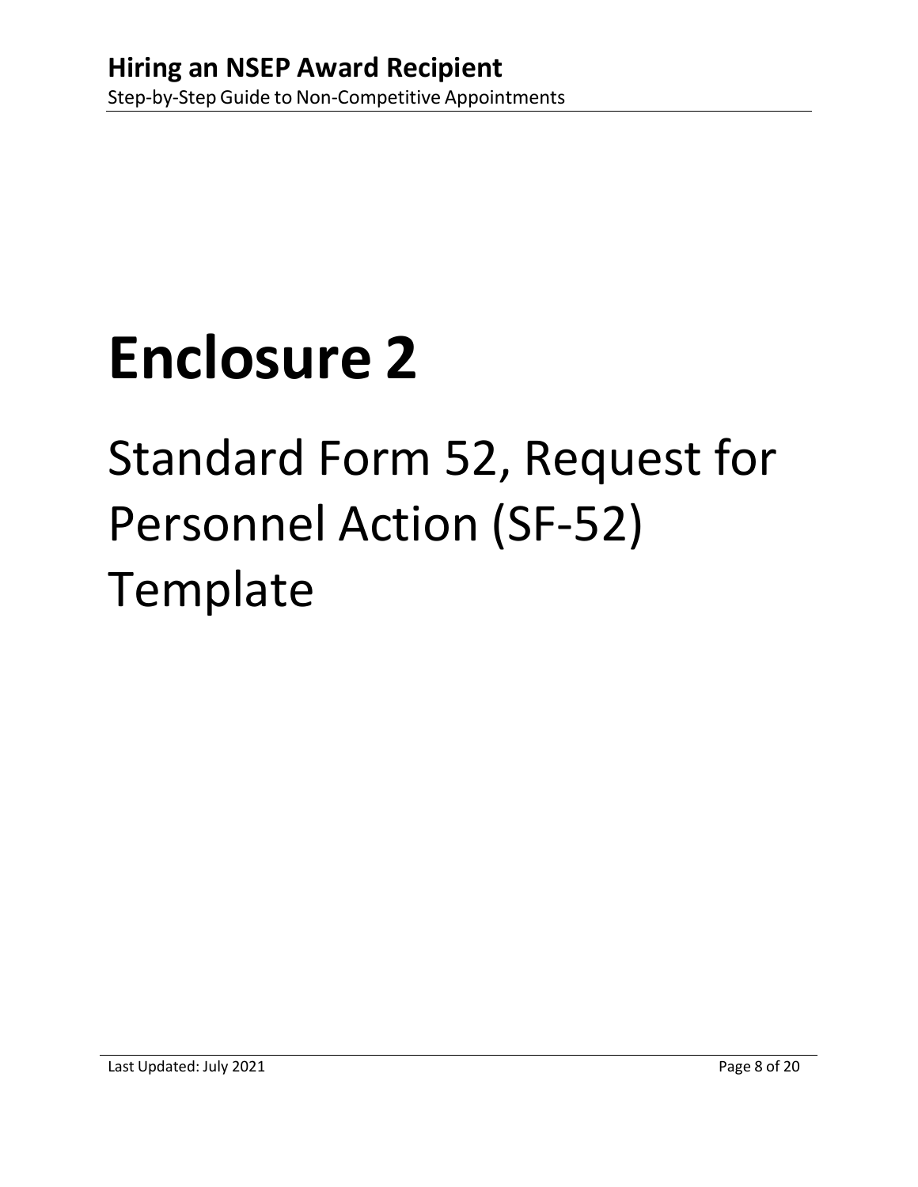# Enclosure 2

## Standard Form 52, Request for Personnel Action (SF-52) Template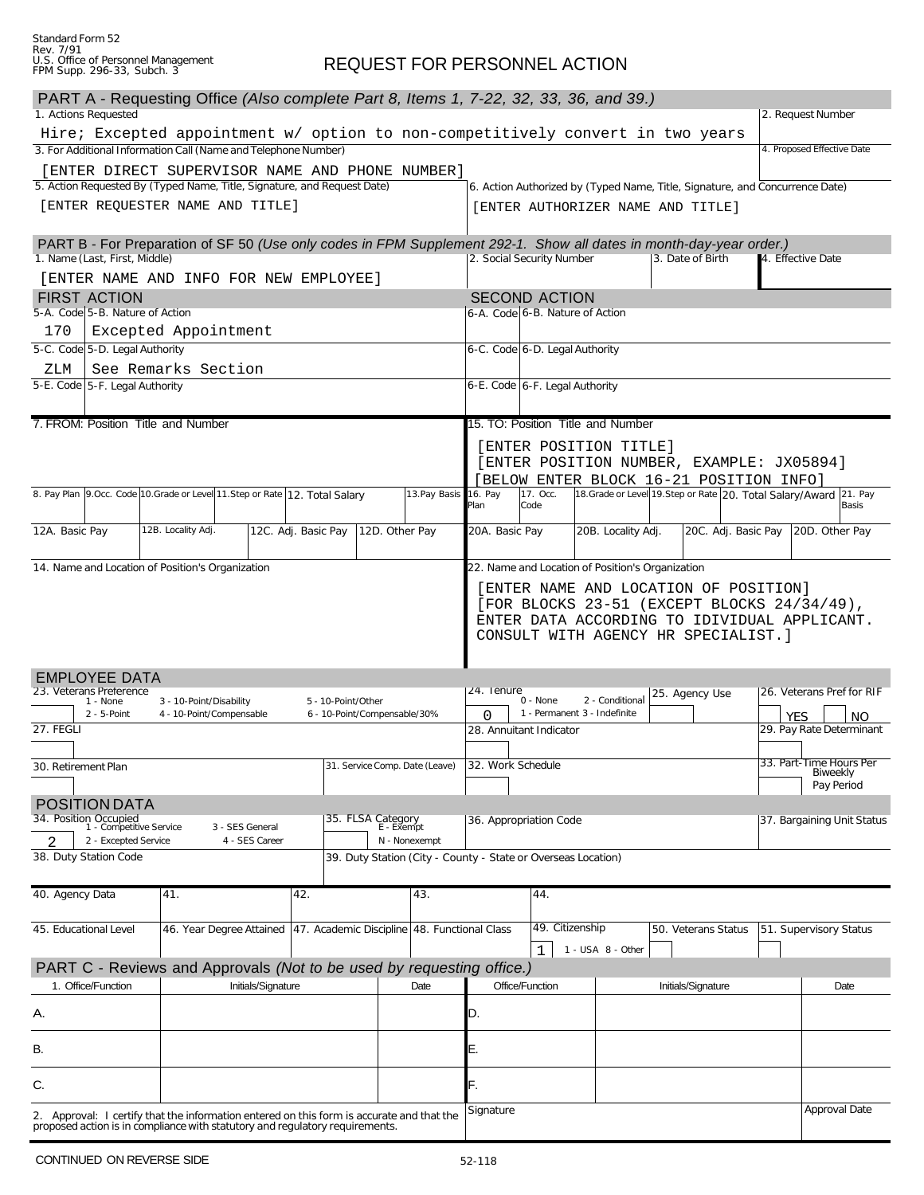Standard Form 52
Rev. 7/91
U.S. Office of Personnel Management
FPM Supp. 296-33, Subch. 3

# REQUEST FOR PERSONNEL ACTION

## PART A - Requesting Office *(Also complete Part 8, Items 1, 7-22, 32, 33, 36, and 39.)*

| 1. Actions Requested | 2. Request Number |
|---|---|
| Hire; Excepted appointment w/ option to non-competitively convert in two years | |
| 3. For Additional Information Call (Name and Telephone Number) | 4. Proposed Effective Date |
| [ENTER DIRECT SUPERVISOR NAME AND PHONE NUMBER] | |

| 5. Action Requested By (Typed Name, Title, Signature, and Request Date) | 6. Action Authorized by (Typed Name, Title, Signature, and Concurrence Date) |
|---|---|
| [ENTER REQUESTER NAME AND TITLE] | [ENTER AUTHORIZER NAME AND TITLE] |

## PART B - For Preparation of SF 50 *(Use only codes in FPM Supplement 292-1. Show all dates in month-day-year order.)*

| 1. Name (Last, First, Middle) | 2. Social Security Number | 3. Date of Birth | 4. Effective Date |
|---|---|---|---|
| [ENTER NAME AND INFO FOR NEW EMPLOYEE] | | | |

| FIRST ACTION | | SECOND ACTION | |
|---|---|---|---|
| 5-A. Code | 5-B. Nature of Action | 6-A. Code | 6-B. Nature of Action |
| 170 | Excepted Appointment | | |
| 5-C. Code | 5-D. Legal Authority | 6-C. Code | 6-D. Legal Authority |
| ZLM | See Remarks Section | | |
| 5-E. Code | 5-F. Legal Authority | 6-E. Code | 6-F. Legal Authority |
| | | | |

**7. FROM: Position Title and Number**

| 8. Pay Plan | 9. Occ. Code | 10. Grade or Level | 11. Step or Rate | 12. Total Salary | 13. Pay Basis |
|---|---|---|---|---|---|
| | | | | | |

| 12A. Basic Pay | 12B. Locality Adj. | 12C. Adj. Basic Pay | 12D. Other Pay |
|---|---|---|---|
| | | | |

**14. Name and Location of Position's Organization**

**15. TO: Position Title and Number**

[ENTER POSITION TITLE]
[ENTER POSITION NUMBER, EXAMPLE: JX05894]
[BELOW ENTER BLOCK 16-21 POSITION INFO]

| 16. Pay Plan | 17. Occ. Code | 18. Grade or Level | 19. Step or Rate | 20. Total Salary/Award | 21. Pay Basis |
|---|---|---|---|---|---|
| | | | | | |

| 20A. Basic Pay | 20B. Locality Adj. | 20C. Adj. Basic Pay | 20D. Other Pay |
|---|---|---|---|
| | | | |

**22. Name and Location of Position's Organization**

[ENTER NAME AND LOCATION OF POSITION]
[FOR BLOCKS 23-51 (EXCEPT BLOCKS 24/34/49), ENTER DATA ACCORDING TO IDIVIDUAL APPLICANT. CONSULT WITH AGENCY HR SPECIALIST.]

### EMPLOYEE DATA

| 23. Veterans Preference (1 - None; 2 - 5-Point; 3 - 10-Point/Disability; 4 - 10-Point/Compensable; 5 - 10-Point/Other; 6 - 10-Point/Compensable/30%) | 24. Tenure (0 - None; 1 - Permanent; 2 - Conditional; 3 - Indefinite) | 25. Agency Use | 26. Veterans Pref for RIF (YES / NO) |
|---|---|---|---|
| | 0 | | |

| 27. FEGLI | 28. Annuitant Indicator | 29. Pay Rate Determinant |
|---|---|---|
| | | |

| 30. Retirement Plan | 31. Service Comp. Date (Leave) | 32. Work Schedule | 33. Part-Time Hours Per Biweekly Pay Period |
|---|---|---|---|
| | | | |

### POSITION DATA

| 34. Position Occupied (1 - Competitive Service; 2 - Excepted Service; 3 - SES General; 4 - SES Career) | 35. FLSA Category (E - Exempt; N - Nonexempt) | 36. Appropriation Code | 37. Bargaining Unit Status |
|---|---|---|---|
| 2 | | | |

| 38. Duty Station Code | 39. Duty Station (City - County - State or Overseas Location) |
|---|---|
| | |

| 40. Agency Data | 41. | 42. | 43. | 44. |
|---|---|---|---|---|
| | | | | |

| 45. Educational Level | 46. Year Degree Attained | 47. Academic Discipline | 48. Functional Class | 49. Citizenship (1 - USA; 8 - Other) | 50. Veterans Status | 51. Supervisory Status |
|---|---|---|---|---|---|---|
| | | | | 1 | | |

## PART C - Reviews and Approvals *(Not to be used by requesting office.)*

| 1. Office/Function | Initials/Signature | Date | Office/Function | Initials/Signature | Date |
|---|---|---|---|---|---|
| A. | | | D. | | |
| B. | | | E. | | |
| C. | | | F. | | |

2. Approval: I certify that the information entered on this form is accurate and that the proposed action is in compliance with statutory and regulatory requirements.

| Signature | Approval Date |
|---|---|
| | |

CONTINUED ON REVERSE SIDE

52-118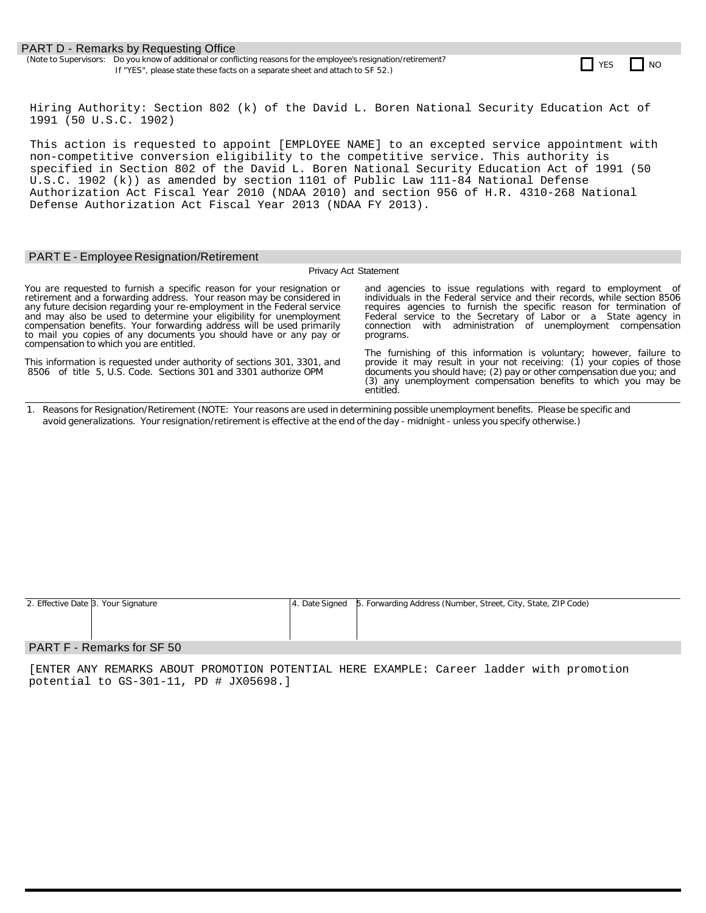## PART D - Remarks by Requesting Office

(Note to Supervisors: Do you know of additional or conflicting reasons for the employee's resignation/retirement? If "YES", please state these facts on a separate sheet and attach to SF 52.) ☐ YES ☐ NO

Hiring Authority: Section 802 (k) of the David L. Boren National Security Education Act of 1991 (50 U.S.C. 1902)

This action is requested to appoint [EMPLOYEE NAME] to an excepted service appointment with non-competitive conversion eligibility to the competitive service. This authority is specified in Section 802 of the David L. Boren National Security Education Act of 1991 (50 U.S.C. 1902 (k)) as amended by section 1101 of Public Law 111-84 National Defense Authorization Act Fiscal Year 2010 (NDAA 2010) and section 956 of H.R. 4310-268 National Defense Authorization Act Fiscal Year 2013 (NDAA FY 2013).

## PART E - Employee Resignation/Retirement

### Privacy Act Statement

You are requested to furnish a specific reason for your resignation or retirement and a forwarding address. Your reason may be considered in any future decision regarding your re-employment in the Federal service and may also be used to determine your eligibility for unemployment compensation benefits. Your forwarding address will be used primarily to mail you copies of any documents you should have or any pay or compensation to which you are entitled.

This information is requested under authority of sections 301, 3301, and 8506 of title 5, U.S. Code. Sections 301 and 3301 authorize OPM and agencies to issue regulations with regard to employment of individuals in the Federal service and their records, while section 8506 requires agencies to furnish the specific reason for termination of Federal service to the Secretary of Labor or a State agency in connection with administration of unemployment compensation programs.

The furnishing of this information is voluntary; however, failure to provide it may result in your not receiving: (1) your copies of those documents you should have; (2) pay or other compensation due you; and (3) any unemployment compensation benefits to which you may be entitled.

1. Reasons for Resignation/Retirement (NOTE: Your reasons are used in determining possible unemployment benefits. Please be specific and avoid generalizations. Your resignation/retirement is effective at the end of the day - midnight - unless you specify otherwise.)

| 2. Effective Date | 3. Your Signature | 4. Date Signed | 5. Forwarding Address (Number, Street, City, State, ZIP Code) |
|---|---|---|---|
| | | | |

## PART F - Remarks for SF 50

[ENTER ANY REMARKS ABOUT PROMOTION POTENTIAL HERE EXAMPLE: Career ladder with promotion potential to GS-301-11, PD # JX05698.]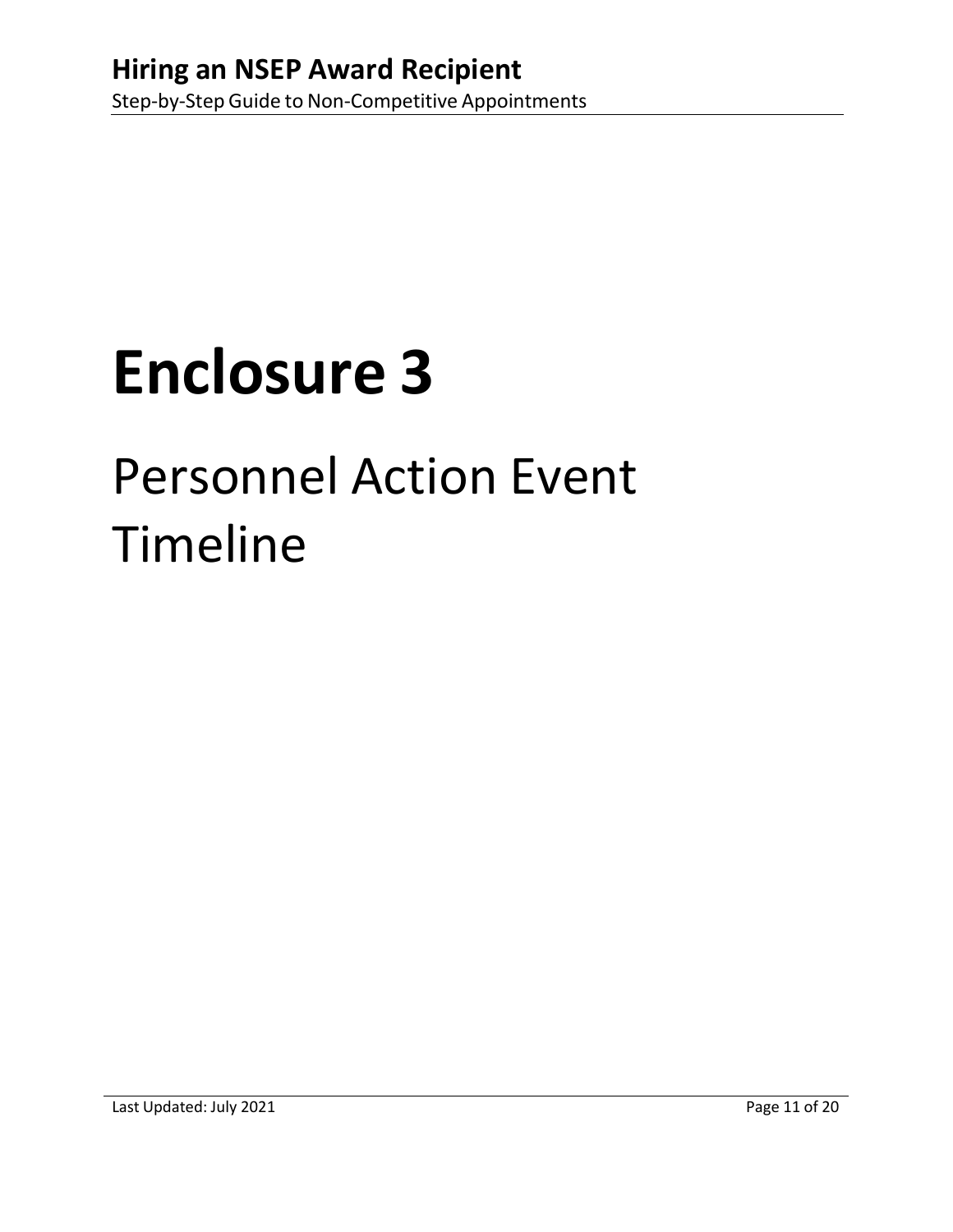# Enclosure 3

## Personnel Action Event Timeline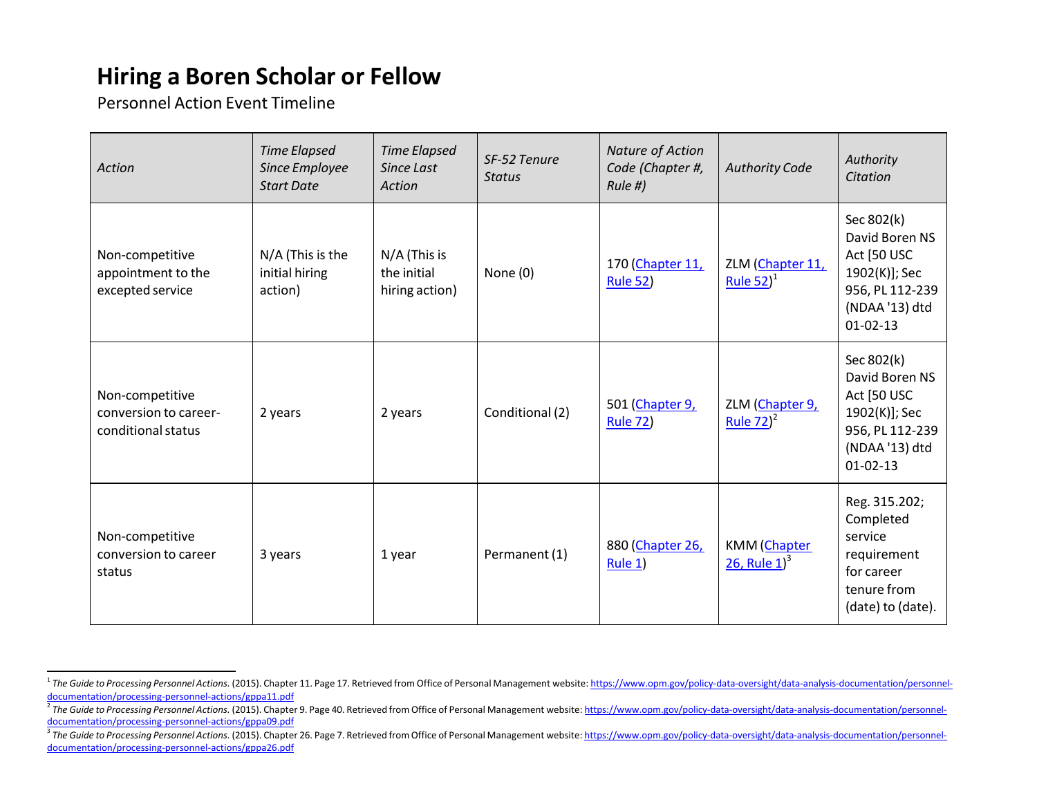# Hiring a Boren Scholar or Fellow

Personnel Action Event Timeline

| *Action* | *Time Elapsed Since Employee Start Date* | *Time Elapsed Since Last Action* | *SF-52 Tenure Status* | *Nature of Action Code (Chapter #, Rule #)* | *Authority Code* | *Authority Citation* |
|---|---|---|---|---|---|---|
| Non-competitive appointment to the excepted service | N/A (This is the initial hiring action) | N/A (This is the initial hiring action) | None (0) | 170 (Chapter 11, Rule 52) | ZLM (Chapter 11, Rule 52)[1] | Sec 802(k) David Boren NS Act [50 USC 1902(K)]; Sec 956, PL 112-239 (NDAA '13) dtd 01-02-13 |
| Non-competitive conversion to career-conditional status | 2 years | 2 years | Conditional (2) | 501 (Chapter 9, Rule 72) | ZLM (Chapter 9, Rule 72)[2] | Sec 802(k) David Boren NS Act [50 USC 1902(K)]; Sec 956, PL 112-239 (NDAA '13) dtd 01-02-13 |
| Non-competitive conversion to career status | 3 years | 1 year | Permanent (1) | 880 (Chapter 26, Rule 1) | KMM (Chapter 26, Rule 1)[3] | Reg. 315.202; Completed service requirement for career tenure from (date) to (date). |

---

[1] *The Guide to Processing Personnel Actions.* (2015). Chapter 11. Page 17. Retrieved from Office of Personal Management website: https://www.opm.gov/policy-data-oversight/data-analysis-documentation/personnel-documentation/processing-personnel-actions/gppa11.pdf

[2] *The Guide to Processing Personnel Actions.* (2015). Chapter 9. Page 40. Retrieved from Office of Personal Management website: https://www.opm.gov/policy-data-oversight/data-analysis-documentation/personnel-documentation/processing-personnel-actions/gppa09.pdf

[3] *The Guide to Processing Personnel Actions.* (2015). Chapter 26. Page 7. Retrieved from Office of Personal Management website: https://www.opm.gov/policy-data-oversight/data-analysis-documentation/personnel-documentation/processing-personnel-actions/gppa26.pdf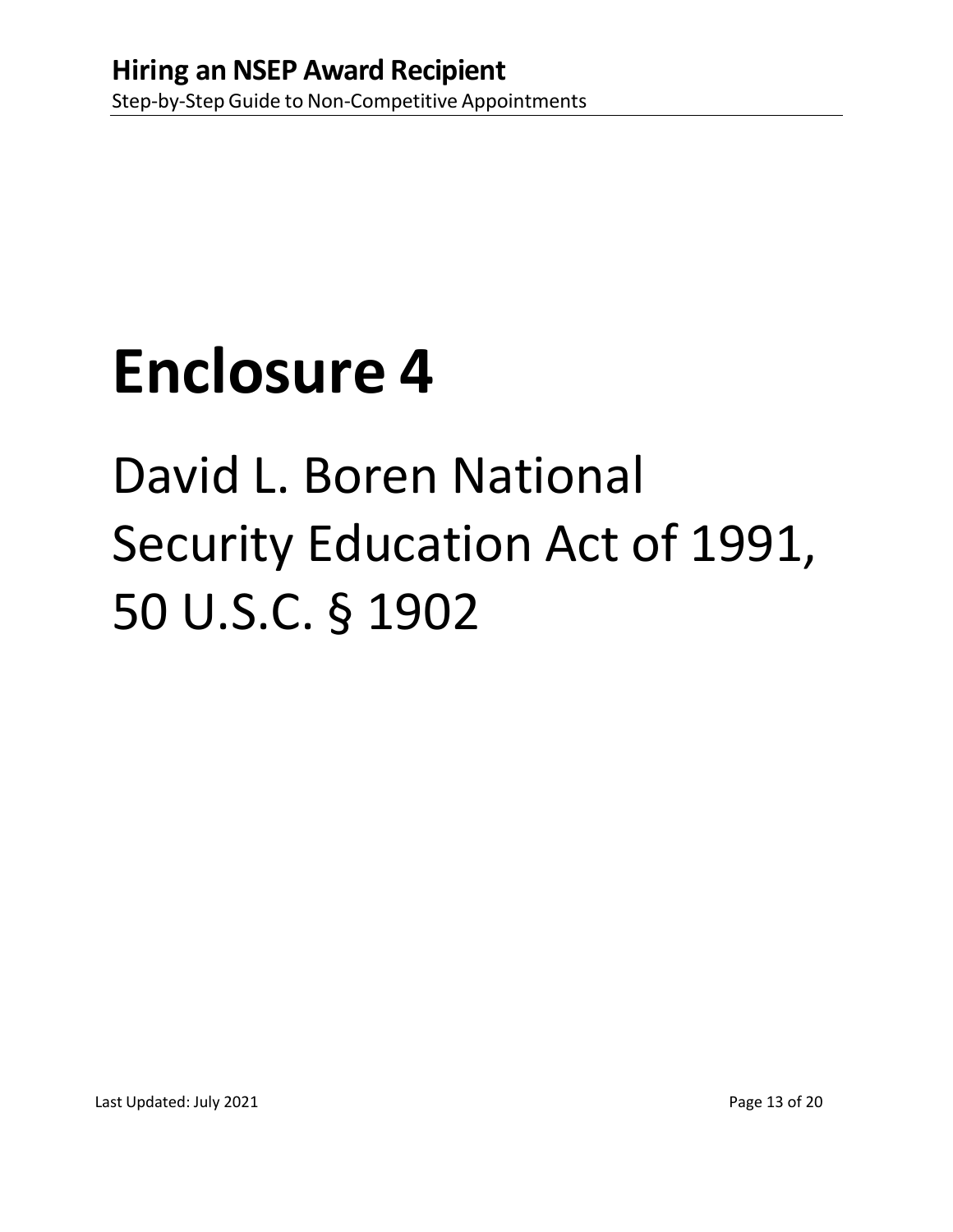# Enclosure 4

## David L. Boren National Security Education Act of 1991, 50 U.S.C. § 1902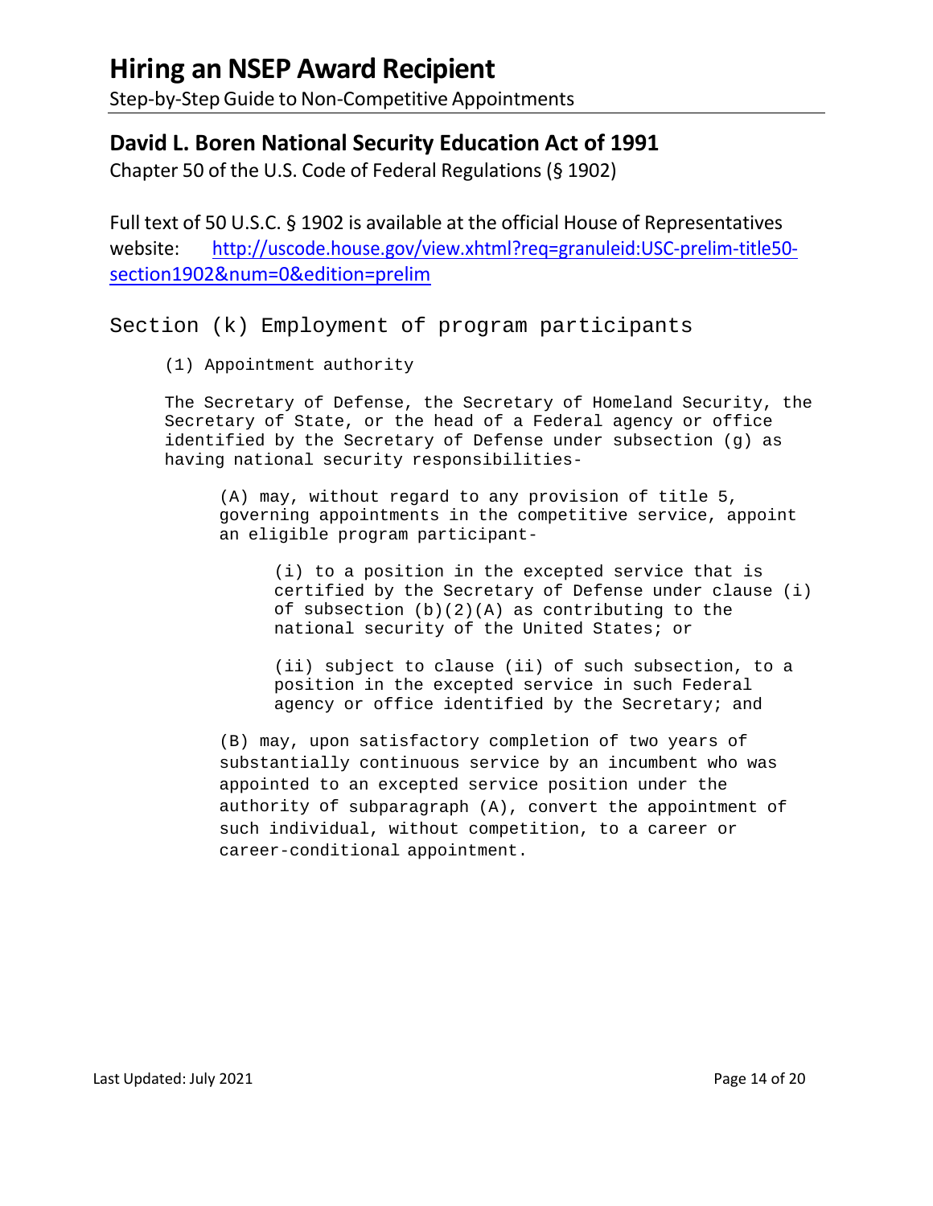# Hiring an NSEP Award Recipient

Step-by-Step Guide to Non-Competitive Appointments

## David L. Boren National Security Education Act of 1991

Chapter 50 of the U.S. Code of Federal Regulations (§ 1902)

Full text of 50 U.S.C. § 1902 is available at the official House of Representatives website: [http://uscode.house.gov/view.xhtml?req=granuleid:USC-prelim-title50-section1902&num=0&edition=prelim](http://uscode.house.gov/view.xhtml?req=granuleid:USC-prelim-title50-section1902&num=0&edition=prelim)

### Section (k) Employment of program participants

(1) Appointment authority

The Secretary of Defense, the Secretary of Homeland Security, the Secretary of State, or the head of a Federal agency or office identified by the Secretary of Defense under subsection (g) as having national security responsibilities-

> (A) may, without regard to any provision of title 5, governing appointments in the competitive service, appoint an eligible program participant-
>
> > (i) to a position in the excepted service that is certified by the Secretary of Defense under clause (i) of subsection (b)(2)(A) as contributing to the national security of the United States; or
> >
> > (ii) subject to clause (ii) of such subsection, to a position in the excepted service in such Federal agency or office identified by the Secretary; and
>
> (B) may, upon satisfactory completion of two years of substantially continuous service by an incumbent who was appointed to an excepted service position under the authority of subparagraph (A), convert the appointment of such individual, without competition, to a career or career-conditional appointment.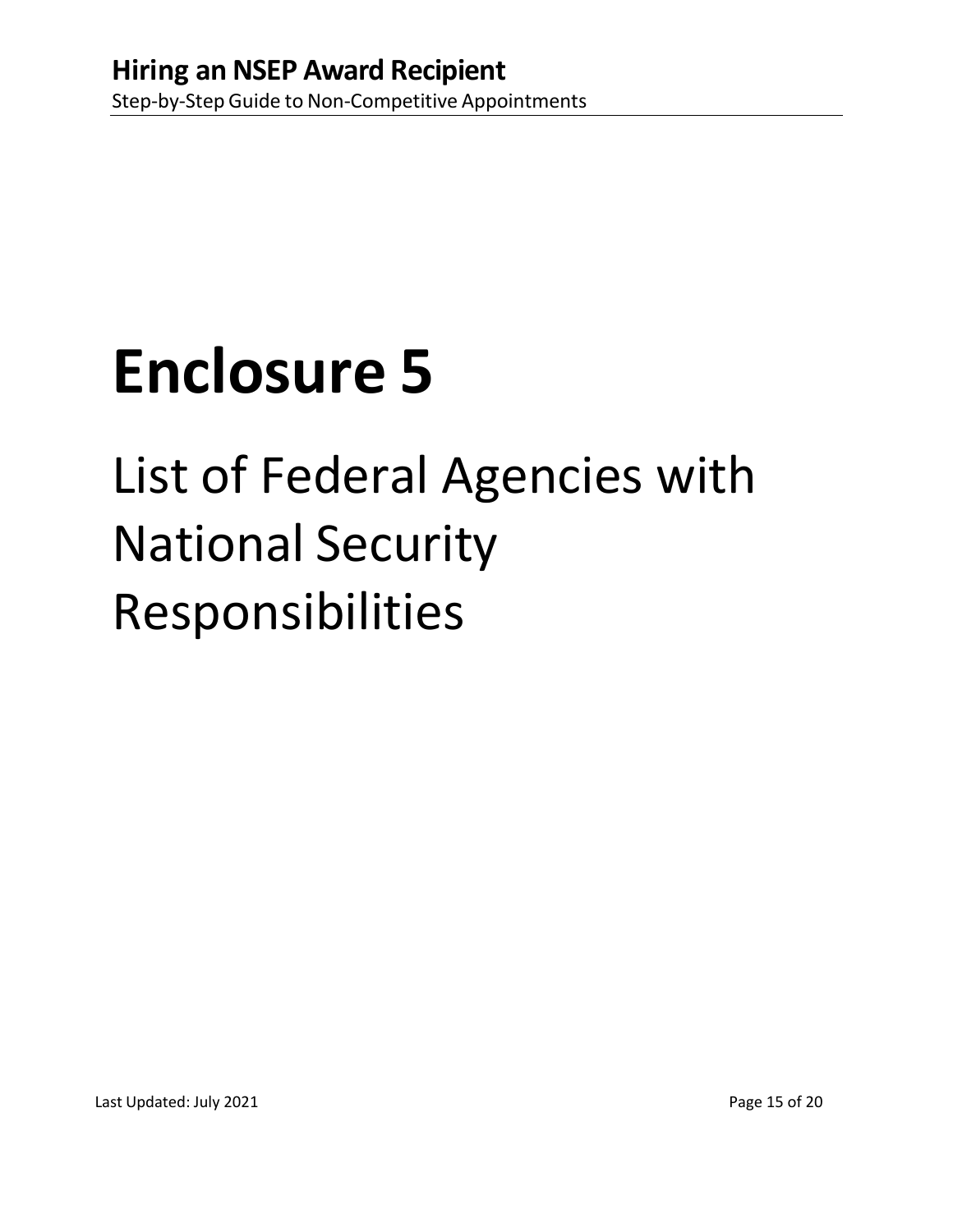# Enclosure 5

## List of Federal Agencies with National Security Responsibilities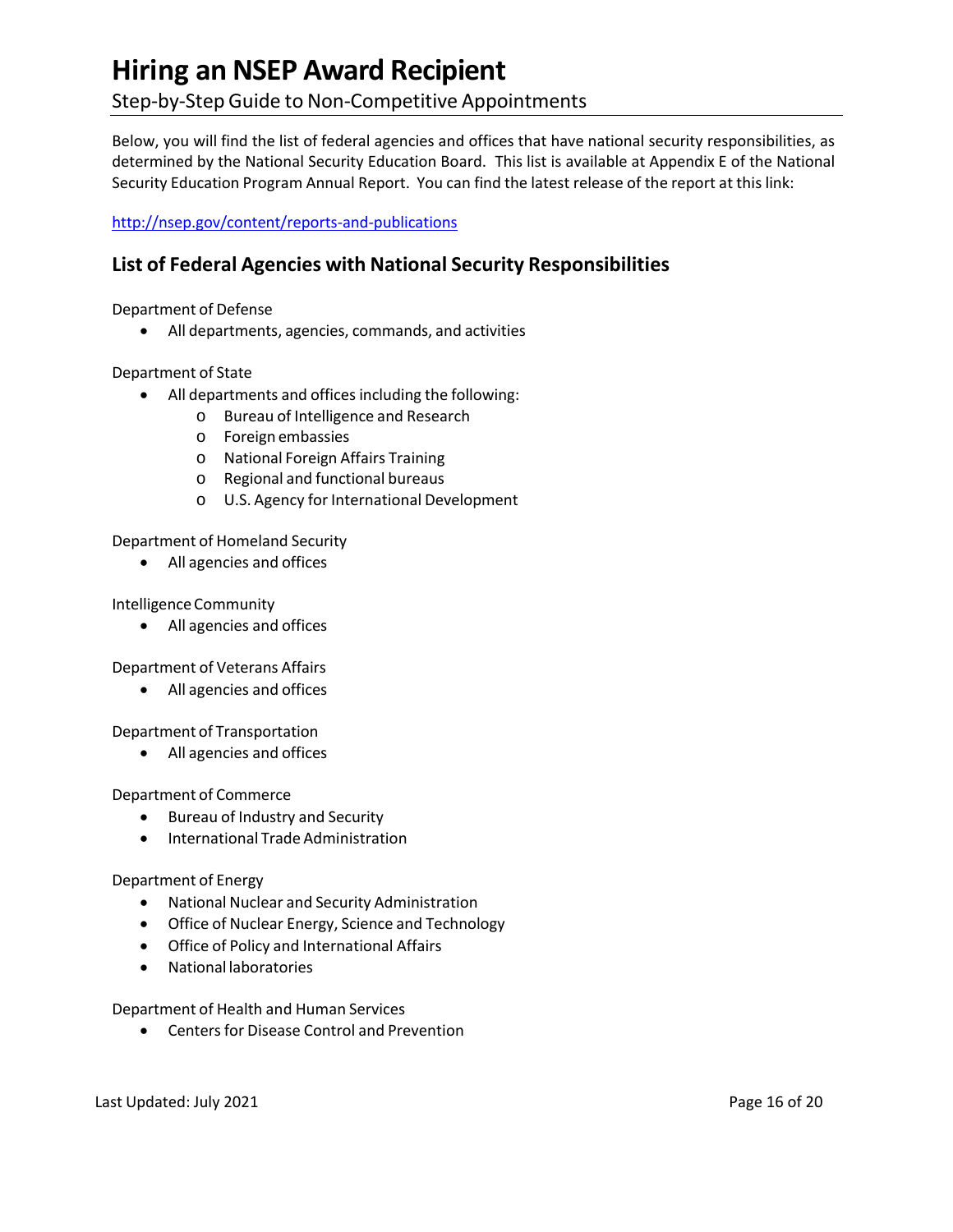# Hiring an NSEP Award Recipient

Step-by-Step Guide to Non-Competitive Appointments

Below, you will find the list of federal agencies and offices that have national security responsibilities, as determined by the National Security Education Board. This list is available at Appendix E of the National Security Education Program Annual Report. You can find the latest release of the report at this link:

[http://nsep.gov/content/reports-and-publications](http://nsep.gov/content/reports-and-publications)

## List of Federal Agencies with National Security Responsibilities

Department of Defense

- All departments, agencies, commands, and activities

Department of State

- All departments and offices including the following:
  - Bureau of Intelligence and Research
  - Foreign embassies
  - National Foreign Affairs Training
  - Regional and functional bureaus
  - U.S. Agency for International Development

Department of Homeland Security

- All agencies and offices

Intelligence Community

- All agencies and offices

Department of Veterans Affairs

- All agencies and offices

Department of Transportation

- All agencies and offices

Department of Commerce

- Bureau of Industry and Security
- International Trade Administration

Department of Energy

- National Nuclear and Security Administration
- Office of Nuclear Energy, Science and Technology
- Office of Policy and International Affairs
- National laboratories

Department of Health and Human Services

- Centers for Disease Control and Prevention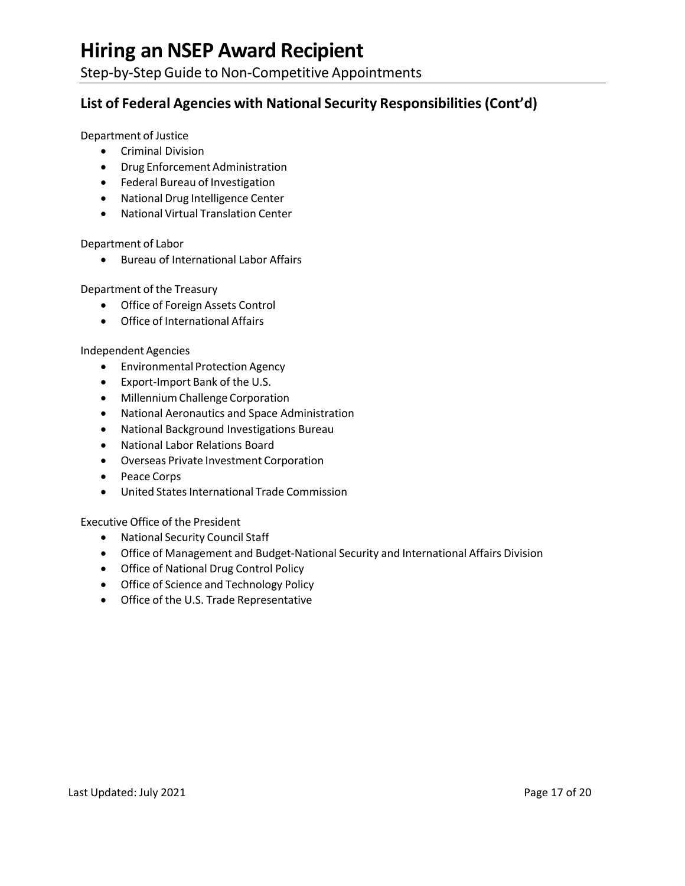## List of Federal Agencies with National Security Responsibilities (Cont'd)

Department of Justice

- Criminal Division
- Drug Enforcement Administration
- Federal Bureau of Investigation
- National Drug Intelligence Center
- National Virtual Translation Center

Department of Labor

- Bureau of International Labor Affairs

Department of the Treasury

- Office of Foreign Assets Control
- Office of International Affairs

Independent Agencies

- Environmental Protection Agency
- Export-Import Bank of the U.S.
- Millennium Challenge Corporation
- National Aeronautics and Space Administration
- National Background Investigations Bureau
- National Labor Relations Board
- Overseas Private Investment Corporation
- Peace Corps
- United States International Trade Commission

Executive Office of the President

- National Security Council Staff
- Office of Management and Budget-National Security and International Affairs Division
- Office of National Drug Control Policy
- Office of Science and Technology Policy
- Office of the U.S. Trade Representative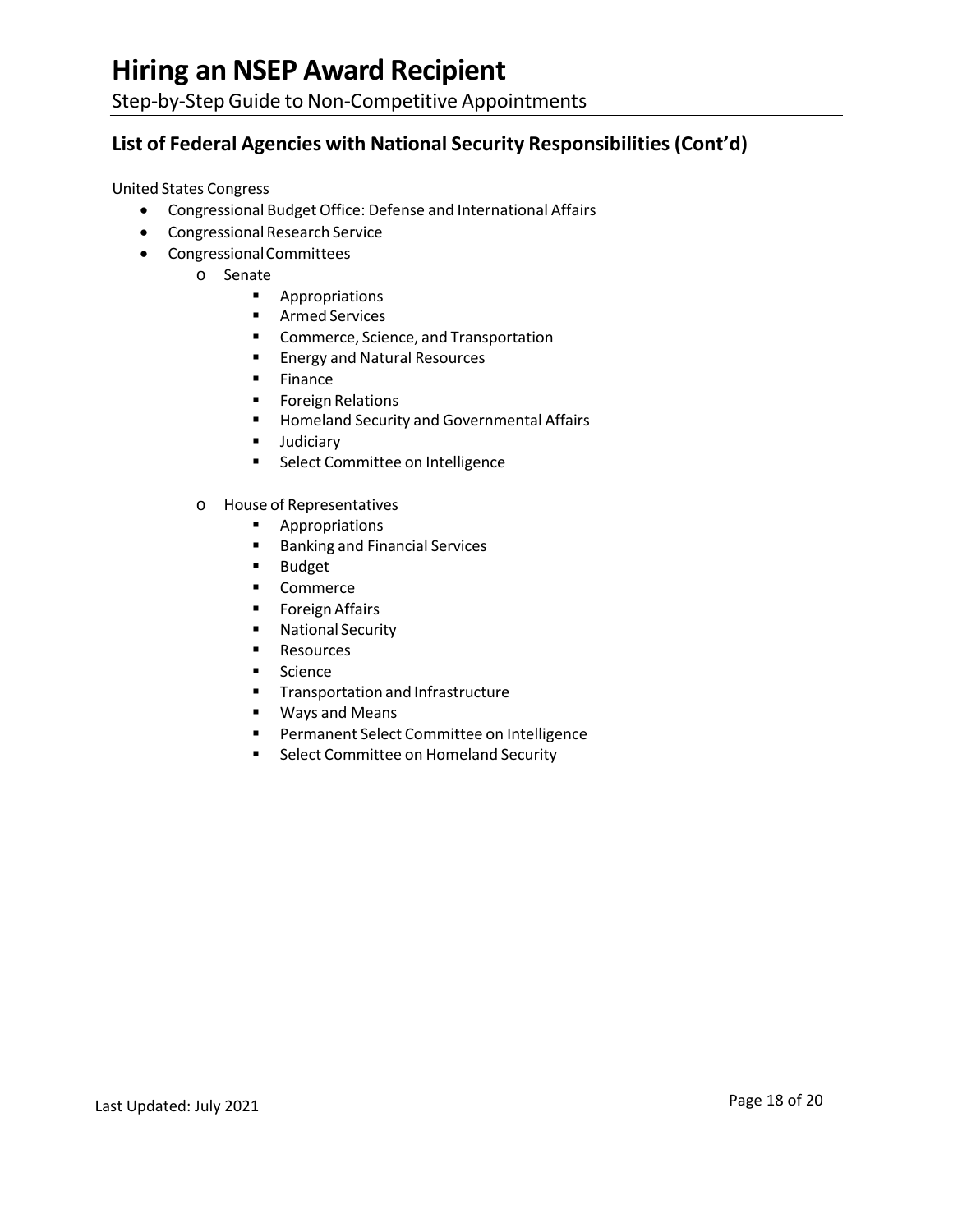## List of Federal Agencies with National Security Responsibilities (Cont'd)

United States Congress

- Congressional Budget Office: Defense and International Affairs
- Congressional Research Service
- Congressional Committees
  - Senate
    - Appropriations
    - Armed Services
    - Commerce, Science, and Transportation
    - Energy and Natural Resources
    - Finance
    - Foreign Relations
    - Homeland Security and Governmental Affairs
    - Judiciary
    - Select Committee on Intelligence
  - House of Representatives
    - Appropriations
    - Banking and Financial Services
    - Budget
    - Commerce
    - Foreign Affairs
    - National Security
    - Resources
    - Science
    - Transportation and Infrastructure
    - Ways and Means
    - Permanent Select Committee on Intelligence
    - Select Committee on Homeland Security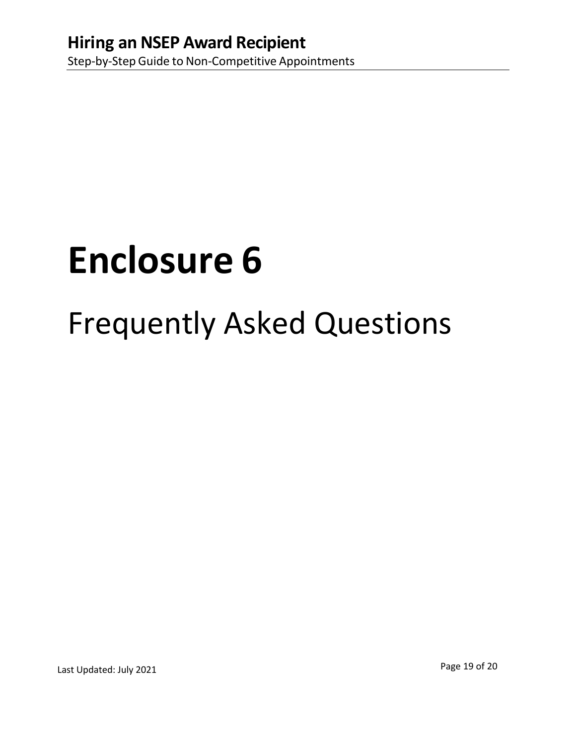# Enclosure 6

## Frequently Asked Questions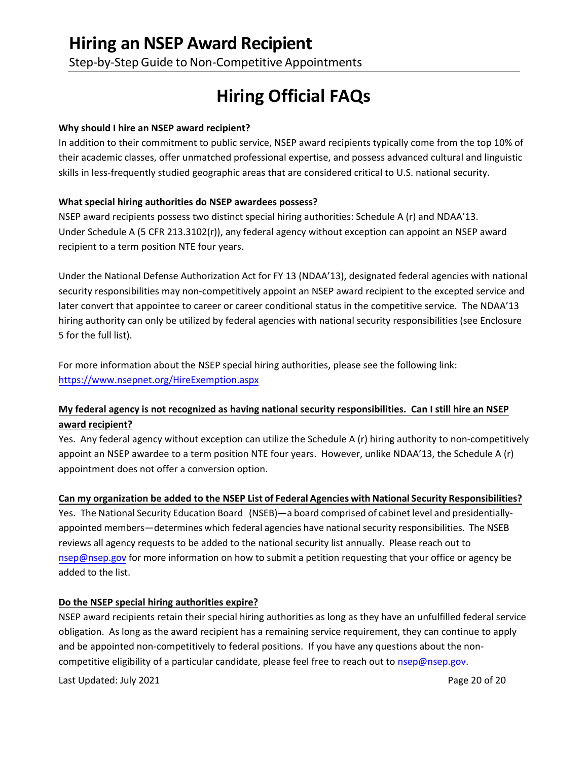# Hiring Official FAQs

**Why should I hire an NSEP award recipient?**

In addition to their commitment to public service, NSEP award recipients typically come from the top 10% of their academic classes, offer unmatched professional expertise, and possess advanced cultural and linguistic skills in less-frequently studied geographic areas that are considered critical to U.S. national security.

**What special hiring authorities do NSEP awardees possess?**

NSEP award recipients possess two distinct special hiring authorities: Schedule A (r) and NDAA'13. Under Schedule A (5 CFR 213.3102(r)), any federal agency without exception can appoint an NSEP award recipient to a term position NTE four years.

Under the National Defense Authorization Act for FY 13 (NDAA'13), designated federal agencies with national security responsibilities may non-competitively appoint an NSEP award recipient to the excepted service and later convert that appointee to career or career conditional status in the competitive service. The NDAA'13 hiring authority can only be utilized by federal agencies with national security responsibilities (see Enclosure 5 for the full list).

For more information about the NSEP special hiring authorities, please see the following link: https://www.nsepnet.org/HireExemption.aspx

**My federal agency is not recognized as having national security responsibilities. Can I still hire an NSEP award recipient?**

Yes. Any federal agency without exception can utilize the Schedule A (r) hiring authority to non-competitively appoint an NSEP awardee to a term position NTE four years. However, unlike NDAA'13, the Schedule A (r) appointment does not offer a conversion option.

**Can my organization be added to the NSEP List of Federal Agencies with National Security Responsibilities?**

Yes. The National Security Education Board (NSEB)—a board comprised of cabinet level and presidentially-appointed members—determines which federal agencies have national security responsibilities. The NSEB reviews all agency requests to be added to the national security list annually. Please reach out to nsep@nsep.gov for more information on how to submit a petition requesting that your office or agency be added to the list.

**Do the NSEP special hiring authorities expire?**

NSEP award recipients retain their special hiring authorities as long as they have an unfulfilled federal service obligation. As long as the award recipient has a remaining service requirement, they can continue to apply and be appointed non-competitively to federal positions. If you have any questions about the non-competitive eligibility of a particular candidate, please feel free to reach out to nsep@nsep.gov.

Last Updated: July 2021